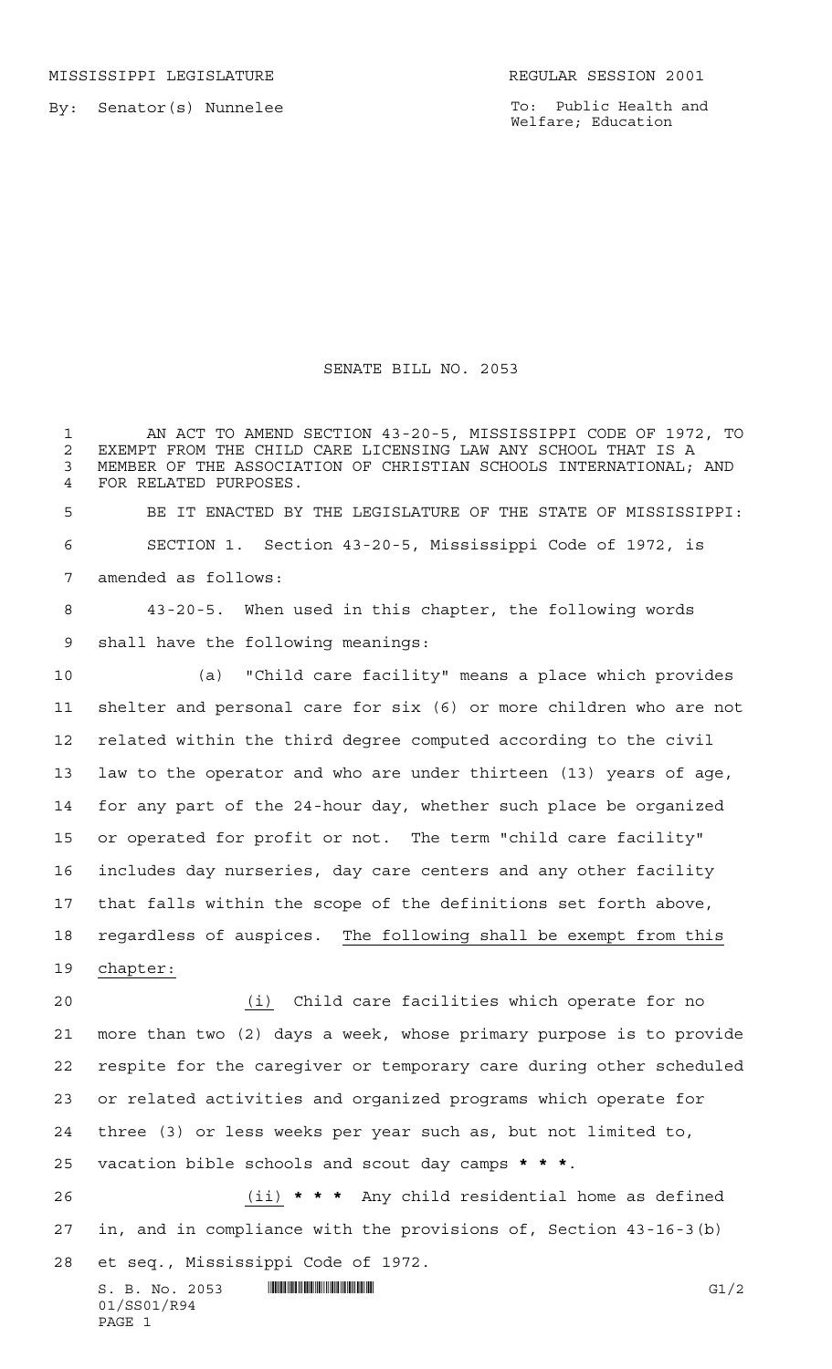MISSISSIPPI LEGISLATURE REGULAR SESSION 2001

By: Senator(s) Nunnelee

To: Public Health and Welfare; Education

# SENATE BILL NO. 2053

AN ACT TO AMEND SECTION 43-20-5, MISSISSIPPI CODE OF 1972, TO EXEMPT FROM THE CHILD CARE LICENSING LAW ANY SCHOOL THAT IS A MEMBER OF THE ASSOCIATION OF CHRISTIAN SCHOOLS INTERNATIONAL; AND FOR RELATED PURPOSES.

BE IT ENACTED BY THE LEGISLATURE OF THE STATE OF MISSISSIPPI:

SECTION 1. Section 43-20-5, Mississippi Code of 1972, is amended as follows:

43-20-5. When used in this chapter, the following words shall have the following meanings:

(a) "Child care facility" means a place which provides shelter and personal care for six (6) or more children who are not related within the third degree computed according to the civil law to the operator and who are under thirteen (13) years of age, for any part of the 24-hour day, whether such place be organized or operated for profit or not. The term "child care facility" includes day nurseries, day care centers and any other facility that falls within the scope of the definitions set forth above, regardless of auspices. The following shall be exempt from this chapter:

(i) Child care facilities which operate for no more than two (2) days a week, whose primary purpose is to provide respite for the caregiver or temporary care during other scheduled or related activities and organized programs which operate for three (3) or less weeks per year such as, but not limited to, vacation bible schools and scout day camps * * *.

(ii) * * * Any child residential home as defined in, and in compliance with the provisions of, Section 43-16-3(b) et seq., Mississippi Code of 1972.

S. B. No. 2053 G1/2
01/SS01/R94
PAGE 1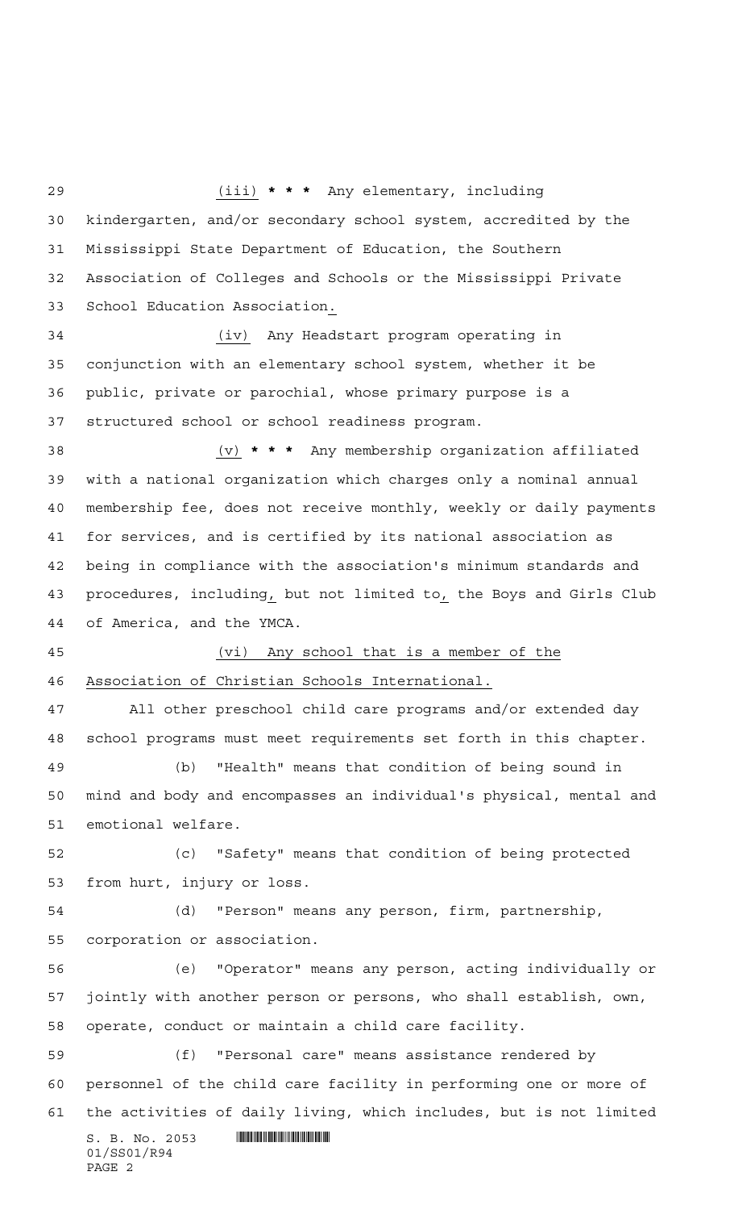(iii) * * * Any elementary, including kindergarten, and/or secondary school system, accredited by the Mississippi State Department of Education, the Southern Association of Colleges and Schools or the Mississippi Private School Education Association.

(iv) Any Headstart program operating in conjunction with an elementary school system, whether it be public, private or parochial, whose primary purpose is a structured school or school readiness program.

(v) * * * Any membership organization affiliated with a national organization which charges only a nominal annual membership fee, does not receive monthly, weekly or daily payments for services, and is certified by its national association as being in compliance with the association's minimum standards and procedures, including, but not limited to, the Boys and Girls Club of America, and the YMCA.

(vi) Any school that is a member of the Association of Christian Schools International.

All other preschool child care programs and/or extended day school programs must meet requirements set forth in this chapter.

(b) "Health" means that condition of being sound in mind and body and encompasses an individual's physical, mental and emotional welfare.

(c) "Safety" means that condition of being protected from hurt, injury or loss.

(d) "Person" means any person, firm, partnership, corporation or association.

(e) "Operator" means any person, acting individually or jointly with another person or persons, who shall establish, own, operate, conduct or maintain a child care facility.

(f) "Personal care" means assistance rendered by personnel of the child care facility in performing one or more of the activities of daily living, which includes, but is not limited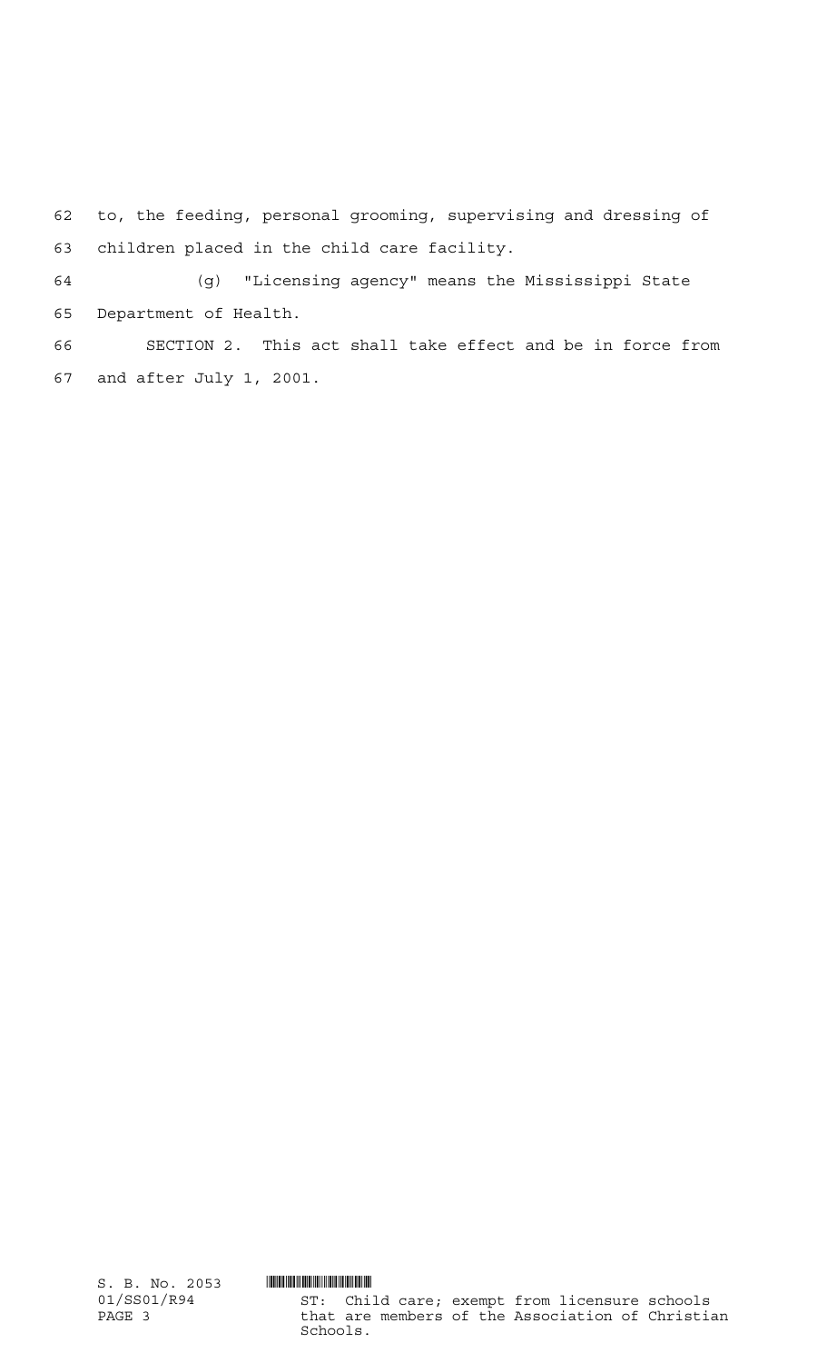to, the feeding, personal grooming, supervising and dressing of children placed in the child care facility.

(g) "Licensing agency" means the Mississippi State Department of Health.

SECTION 2. This act shall take effect and be in force from and after July 1, 2001.